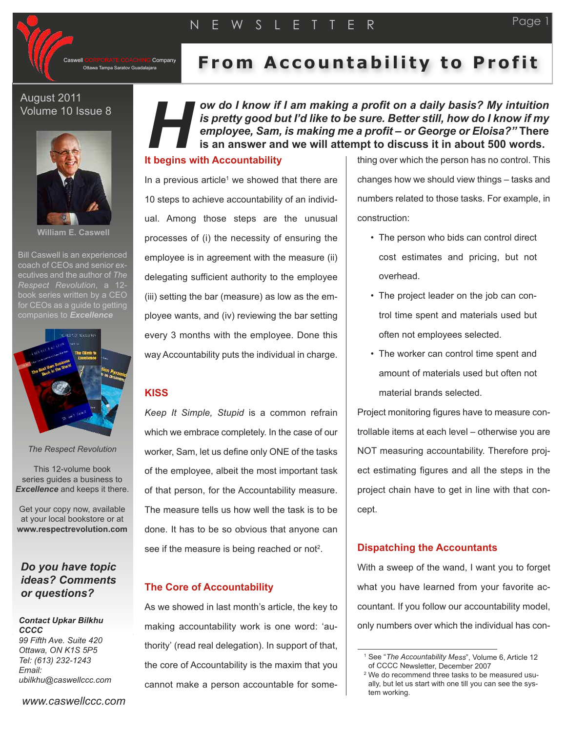# From Accountability to Profit

Caswell CORPORATE COACHING Company
Ottawa Tampa Saratov Guadalajara

August 2011
Volume 10 Issue 8

**William E. Caswell**

Bill Caswell is an experienced coach of CEOs and senior executives and the author of *The Respect Revolution*, a 12-book series written by a CEO for CEOs as a guide to getting companies to ***Excellence***

*The Respect Revolution*

This 12-volume book series guides a business to ***Excellence*** and keeps it there.

Get your copy now, available at your local bookstore or at **www.respectrevolution.com**

***Do you have topic ideas? Comments or questions?***

***Contact Upkar Bilkhu CCCC***
*99 Fifth Ave. Suite 420*
*Ottawa, ON K1S 5P5*
*Tel: (613) 232-1243*
*Email:*
*ubilkhu@caswellccc.com*

*www.caswellccc.com*

***How do I know if I am making a profit on a daily basis? My intuition is pretty good but I'd like to be sure. Better still, how do I know if my employee, Sam, is making me a profit – or George or Eloisa?"*** **There is an answer and we will attempt to discuss it in about 500 words.**

## It begins with Accountability

In a previous article[1] we showed that there are 10 steps to achieve accountability of an individual. Among those steps are the unusual processes of (i) the necessity of ensuring the employee is in agreement with the measure (ii) delegating sufficient authority to the employee (iii) setting the bar (measure) as low as the employee wants, and (iv) reviewing the bar setting every 3 months with the employee. Done this way Accountability puts the individual in charge.

## KISS

*Keep It Simple, Stupid* is a common refrain which we embrace completely. In the case of our worker, Sam, let us define only ONE of the tasks of the employee, albeit the most important task of that person, for the Accountability measure. The measure tells us how well the task is to be done. It has to be so obvious that anyone can see if the measure is being reached or not[2].

## The Core of Accountability

As we showed in last month's article, the key to making accountability work is one word: 'authority' (read real delegation). In support of that, the core of Accountability is the maxim that you cannot make a person accountable for something over which the person has no control. This changes how we should view things – tasks and numbers related to those tasks. For example, in construction:

- The person who bids can control direct cost estimates and pricing, but not overhead.
- The project leader on the job can control time spent and materials used but often not employees selected.
- The worker can control time spent and amount of materials used but often not material brands selected.

Project monitoring figures have to measure controllable items at each level – otherwise you are NOT measuring accountability. Therefore project estimating figures and all the steps in the project chain have to get in line with that concept.

## Dispatching the Accountants

With a sweep of the wand, I want you to forget what you have learned from your favorite accountant. If you follow our accountability model, only numbers over which the individual has con-

---

[1] See "*The Accountability Mess*", Volume 6, Article 12 of CCCC Newsletter, December 2007

[2] We do recommend three tasks to be measured usually, but let us start with one till you can see the system working.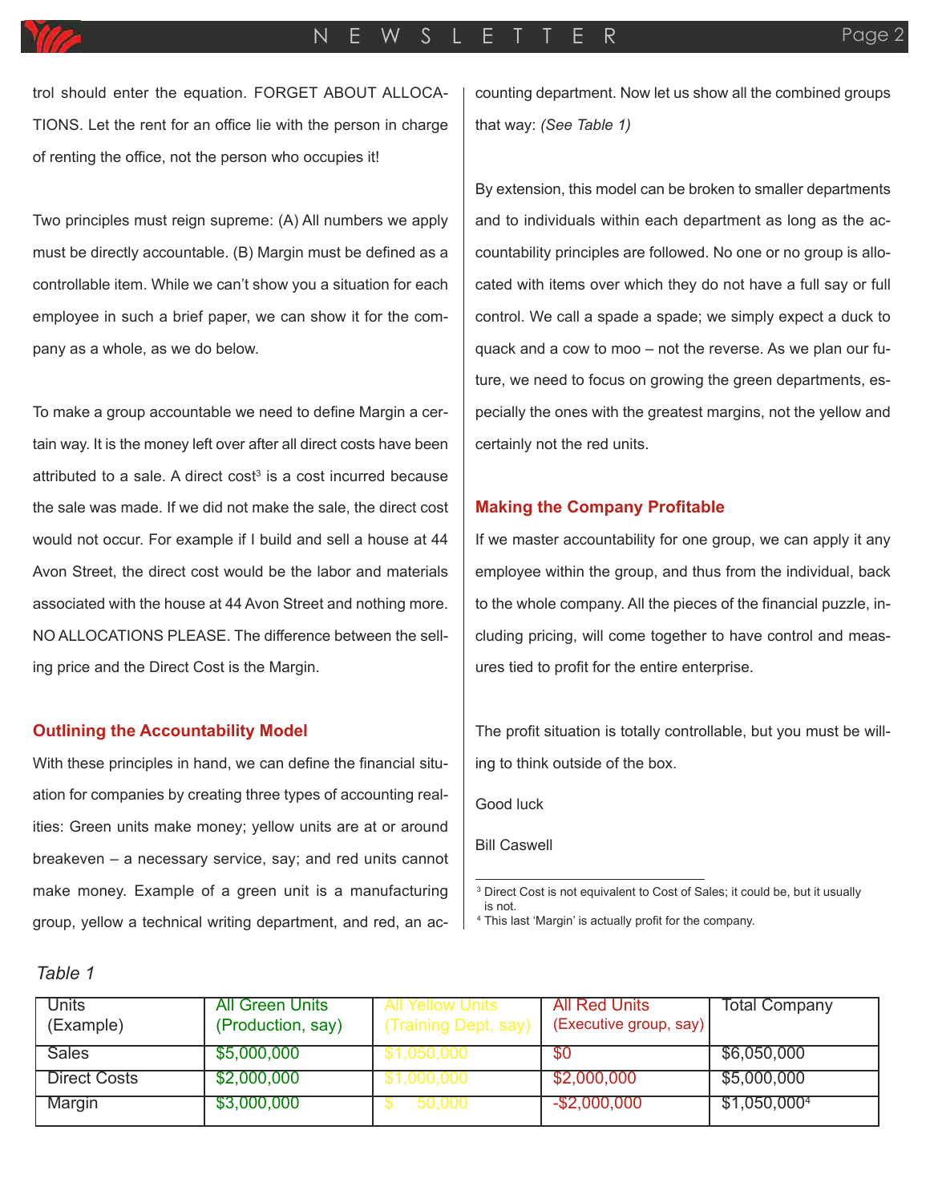trol should enter the equation. FORGET ABOUT ALLOCATIONS. Let the rent for an office lie with the person in charge of renting the office, not the person who occupies it!

Two principles must reign supreme: (A) All numbers we apply must be directly accountable. (B) Margin must be defined as a controllable item. While we can't show you a situation for each employee in such a brief paper, we can show it for the company as a whole, as we do below.

To make a group accountable we need to define Margin a certain way. It is the money left over after all direct costs have been attributed to a sale. A direct cost[3] is a cost incurred because the sale was made. If we did not make the sale, the direct cost would not occur. For example if I build and sell a house at 44 Avon Street, the direct cost would be the labor and materials associated with the house at 44 Avon Street and nothing more. NO ALLOCATIONS PLEASE. The difference between the selling price and the Direct Cost is the Margin.

## Outlining the Accountability Model

With these principles in hand, we can define the financial situation for companies by creating three types of accounting realities: Green units make money; yellow units are at or around breakeven – a necessary service, say; and red units cannot make money. Example of a green unit is a manufacturing group, yellow a technical writing department, and red, an accounting department. Now let us show all the combined groups that way: *(See Table 1)*

By extension, this model can be broken to smaller departments and to individuals within each department as long as the accountability principles are followed. No one or no group is allocated with items over which they do not have a full say or full control. We call a spade a spade; we simply expect a duck to quack and a cow to moo – not the reverse. As we plan our future, we need to focus on growing the green departments, especially the ones with the greatest margins, not the yellow and certainly not the red units.

## Making the Company Profitable

If we master accountability for one group, we can apply it any employee within the group, and thus from the individual, back to the whole company. All the pieces of the financial puzzle, including pricing, will come together to have control and measures tied to profit for the entire enterprise.

The profit situation is totally controllable, but you must be willing to think outside of the box.

Good luck

Bill Caswell

[3] Direct Cost is not equivalent to Cost of Sales; it could be, but it usually is not.

[4] This last 'Margin' is actually profit for the company.

*Table 1*

| Units (Example) | All Green Units (Production, say) | All Yellow Units (Training Dept, say) | All Red Units (Executive group, say) | Total Company |
|---|---|---|---|---|
| Sales | $5,000,000 | $1,050,000 | $0 | $6,050,000 |
| Direct Costs | $2,000,000 | $1,000,000 | $2,000,000 | $5,000,000 |
| Margin | $3,000,000 | $ 50,000 | -$2,000,000 | $1,050,000[4] |